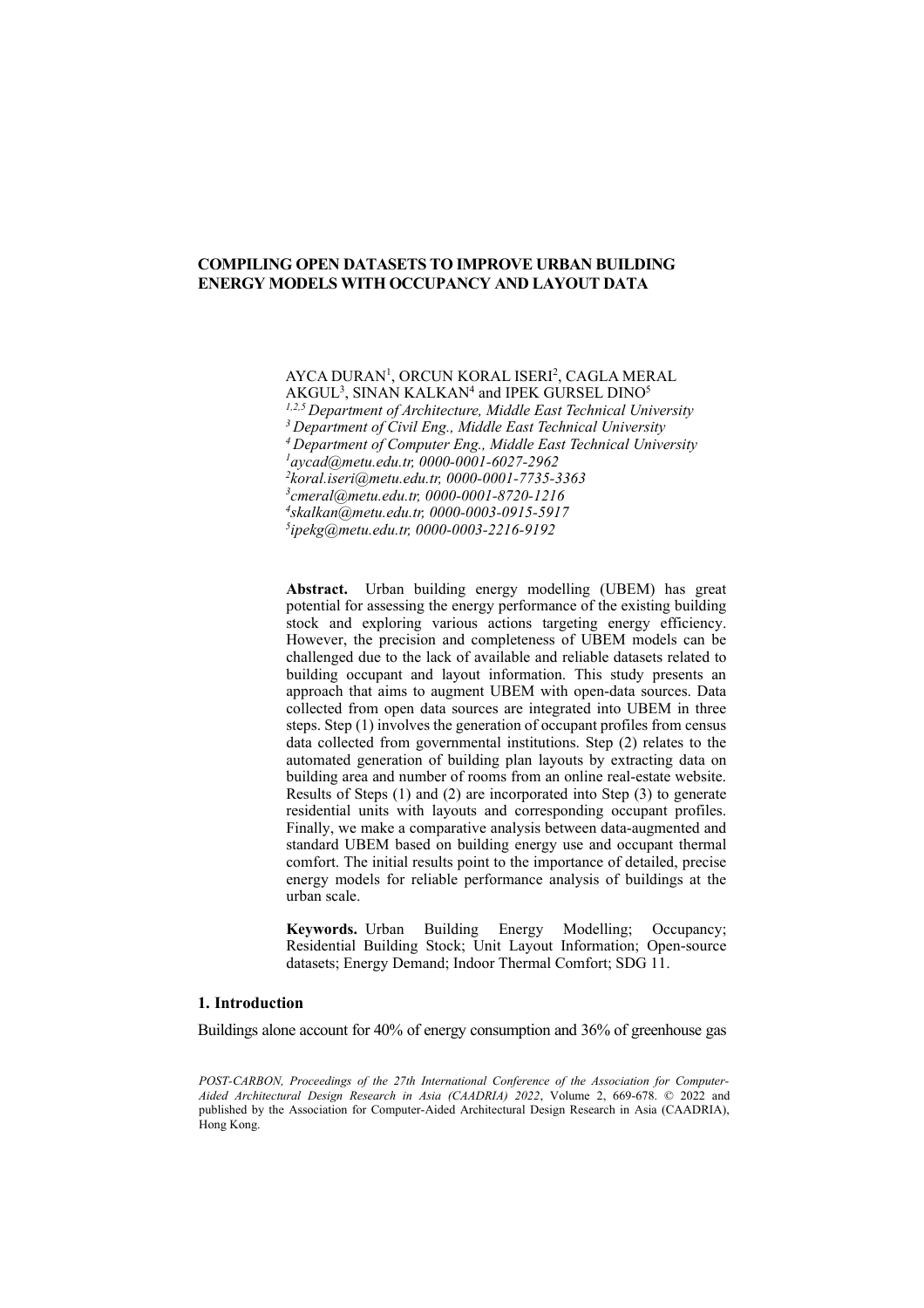# COMPILING OPEN DATASETS TO IMPROVE URBAN BUILDING ENERGY MODELS WITH OCCUPANCY AND LAYOUT DATA

AYCA DURAN[1], ORCUN KORAL ISERI[2], CAGLA MERAL AKGUL[3], SINAN KALKAN[4] and IPEK GURSEL DINO[5]

[1,2,5] *Department of Architecture, Middle East Technical University*
[3] *Department of Civil Eng., Middle East Technical University*
[4] *Department of Computer Eng., Middle East Technical University*
[1] *aycad@metu.edu.tr, 0000-0001-6027-2962*
[2] *koral.iseri@metu.edu.tr, 0000-0001-7735-3363*
[3] *cmeral@metu.edu.tr, 0000-0001-8720-1216*
[4] *skalkan@metu.edu.tr, 0000-0003-0915-5917*
[5] *ipekg@metu.edu.tr, 0000-0003-2216-9192*

**Abstract.** Urban building energy modelling (UBEM) has great potential for assessing the energy performance of the existing building stock and exploring various actions targeting energy efficiency. However, the precision and completeness of UBEM models can be challenged due to the lack of available and reliable datasets related to building occupant and layout information. This study presents an approach that aims to augment UBEM with open-data sources. Data collected from open data sources are integrated into UBEM in three steps. Step (1) involves the generation of occupant profiles from census data collected from governmental institutions. Step (2) relates to the automated generation of building plan layouts by extracting data on building area and number of rooms from an online real-estate website. Results of Steps (1) and (2) are incorporated into Step (3) to generate residential units with layouts and corresponding occupant profiles. Finally, we make a comparative analysis between data-augmented and standard UBEM based on building energy use and occupant thermal comfort. The initial results point to the importance of detailed, precise energy models for reliable performance analysis of buildings at the urban scale.

**Keywords.** Urban Building Energy Modelling; Occupancy; Residential Building Stock; Unit Layout Information; Open-source datasets; Energy Demand; Indoor Thermal Comfort; SDG 11.

## 1. Introduction

Buildings alone account for 40% of energy consumption and 36% of greenhouse gas

*POST-CARBON, Proceedings of the 27th International Conference of the Association for Computer-Aided Architectural Design Research in Asia (CAADRIA) 2022*, Volume 2, 669-678. © 2022 and published by the Association for Computer-Aided Architectural Design Research in Asia (CAADRIA), Hong Kong.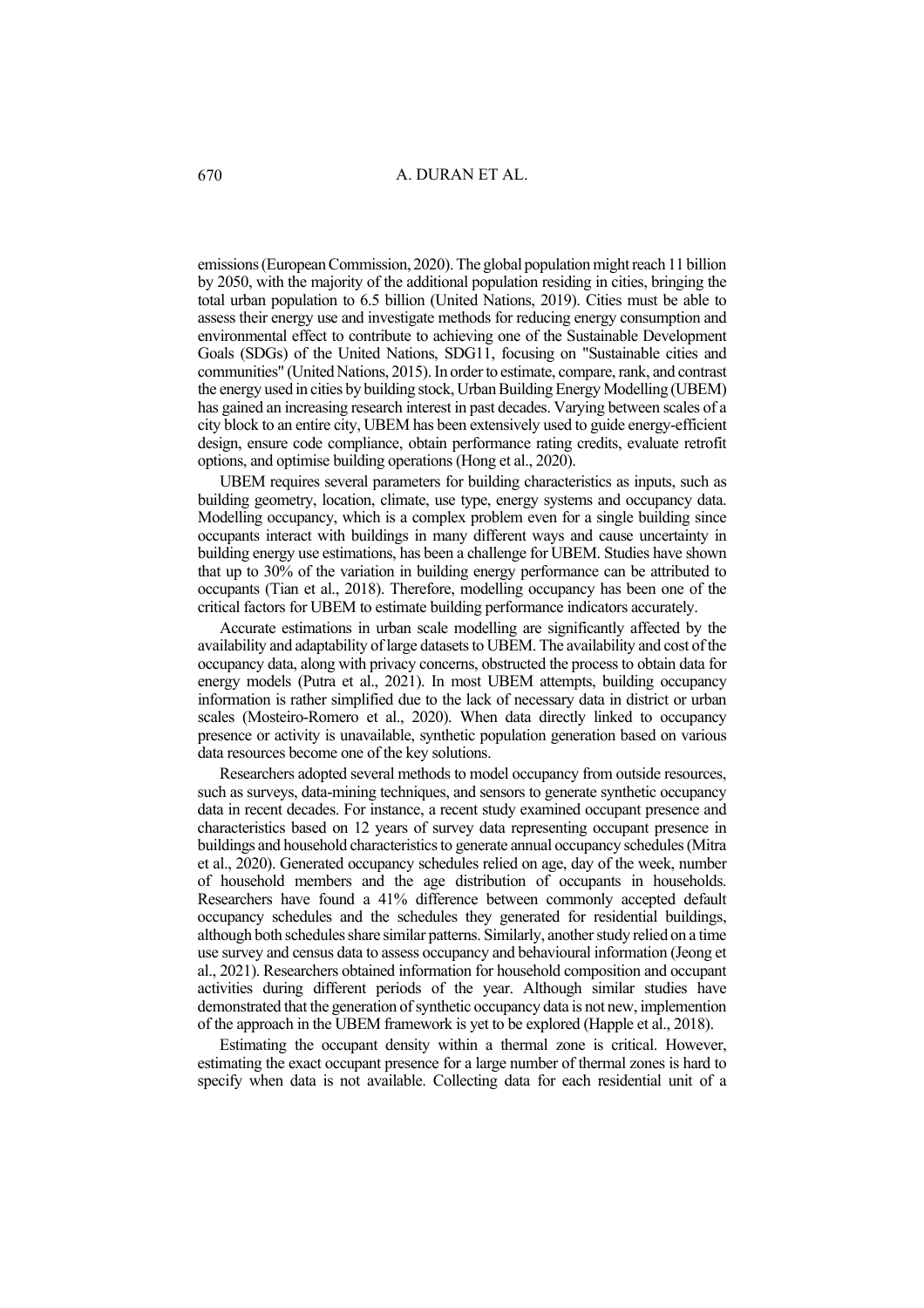emissions (European Commission, 2020). The global population might reach 11 billion by 2050, with the majority of the additional population residing in cities, bringing the total urban population to 6.5 billion (United Nations, 2019). Cities must be able to assess their energy use and investigate methods for reducing energy consumption and environmental effect to contribute to achieving one of the Sustainable Development Goals (SDGs) of the United Nations, SDG11, focusing on "Sustainable cities and communities" (United Nations, 2015). In order to estimate, compare, rank, and contrast the energy used in cities by building stock, Urban Building Energy Modelling (UBEM) has gained an increasing research interest in past decades. Varying between scales of a city block to an entire city, UBEM has been extensively used to guide energy-efficient design, ensure code compliance, obtain performance rating credits, evaluate retrofit options, and optimise building operations (Hong et al., 2020).

UBEM requires several parameters for building characteristics as inputs, such as building geometry, location, climate, use type, energy systems and occupancy data. Modelling occupancy, which is a complex problem even for a single building since occupants interact with buildings in many different ways and cause uncertainty in building energy use estimations, has been a challenge for UBEM. Studies have shown that up to 30% of the variation in building energy performance can be attributed to occupants (Tian et al., 2018). Therefore, modelling occupancy has been one of the critical factors for UBEM to estimate building performance indicators accurately.

Accurate estimations in urban scale modelling are significantly affected by the availability and adaptability of large datasets to UBEM. The availability and cost of the occupancy data, along with privacy concerns, obstructed the process to obtain data for energy models (Putra et al., 2021). In most UBEM attempts, building occupancy information is rather simplified due to the lack of necessary data in district or urban scales (Mosteiro-Romero et al., 2020). When data directly linked to occupancy presence or activity is unavailable, synthetic population generation based on various data resources become one of the key solutions.

Researchers adopted several methods to model occupancy from outside resources, such as surveys, data-mining techniques, and sensors to generate synthetic occupancy data in recent decades. For instance, a recent study examined occupant presence and characteristics based on 12 years of survey data representing occupant presence in buildings and household characteristics to generate annual occupancy schedules (Mitra et al., 2020). Generated occupancy schedules relied on age, day of the week, number of household members and the age distribution of occupants in households. Researchers have found a 41% difference between commonly accepted default occupancy schedules and the schedules they generated for residential buildings, although both schedules share similar patterns. Similarly, another study relied on a time use survey and census data to assess occupancy and behavioural information (Jeong et al., 2021). Researchers obtained information for household composition and occupant activities during different periods of the year. Although similar studies have demonstrated that the generation of synthetic occupancy data is not new, implemention of the approach in the UBEM framework is yet to be explored (Happle et al., 2018).

Estimating the occupant density within a thermal zone is critical. However, estimating the exact occupant presence for a large number of thermal zones is hard to specify when data is not available. Collecting data for each residential unit of a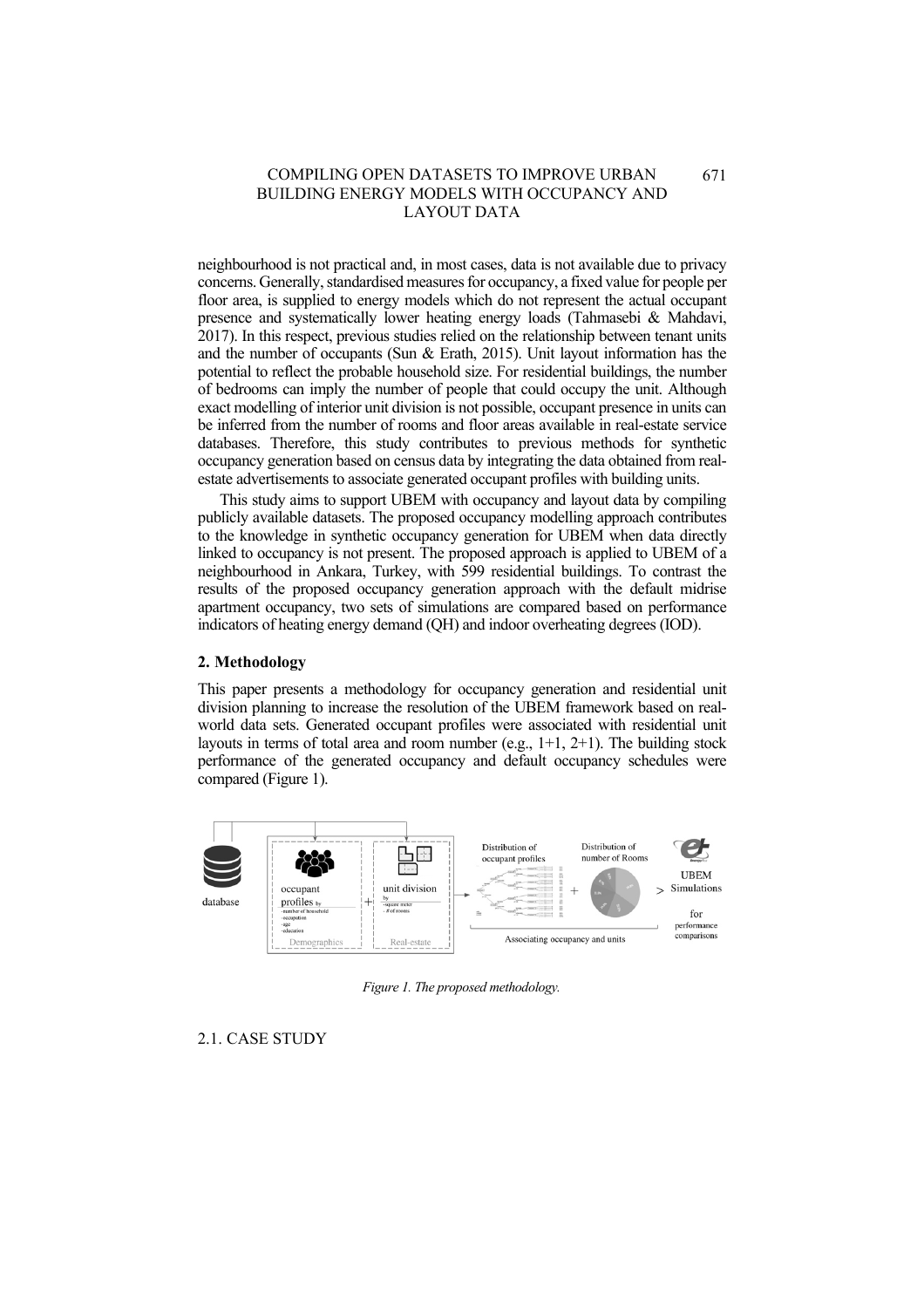neighbourhood is not practical and, in most cases, data is not available due to privacy concerns. Generally, standardised measures for occupancy, a fixed value for people per floor area, is supplied to energy models which do not represent the actual occupant presence and systematically lower heating energy loads (Tahmasebi & Mahdavi, 2017). In this respect, previous studies relied on the relationship between tenant units and the number of occupants (Sun & Erath, 2015). Unit layout information has the potential to reflect the probable household size. For residential buildings, the number of bedrooms can imply the number of people that could occupy the unit. Although exact modelling of interior unit division is not possible, occupant presence in units can be inferred from the number of rooms and floor areas available in real-estate service databases. Therefore, this study contributes to previous methods for synthetic occupancy generation based on census data by integrating the data obtained from real-estate advertisements to associate generated occupant profiles with building units.

This study aims to support UBEM with occupancy and layout data by compiling publicly available datasets. The proposed occupancy modelling approach contributes to the knowledge in synthetic occupancy generation for UBEM when data directly linked to occupancy is not present. The proposed approach is applied to UBEM of a neighbourhood in Ankara, Turkey, with 599 residential buildings. To contrast the results of the proposed occupancy generation approach with the default midrise apartment occupancy, two sets of simulations are compared based on performance indicators of heating energy demand (QH) and indoor overheating degrees (IOD).

## 2. Methodology

This paper presents a methodology for occupancy generation and residential unit division planning to increase the resolution of the UBEM framework based on real-world data sets. Generated occupant profiles were associated with residential unit layouts in terms of total area and room number (e.g., 1+1, 2+1). The building stock performance of the generated occupancy and default occupancy schedules were compared (Figure 1).

*Figure 1. The proposed methodology.*

### 2.1. CASE STUDY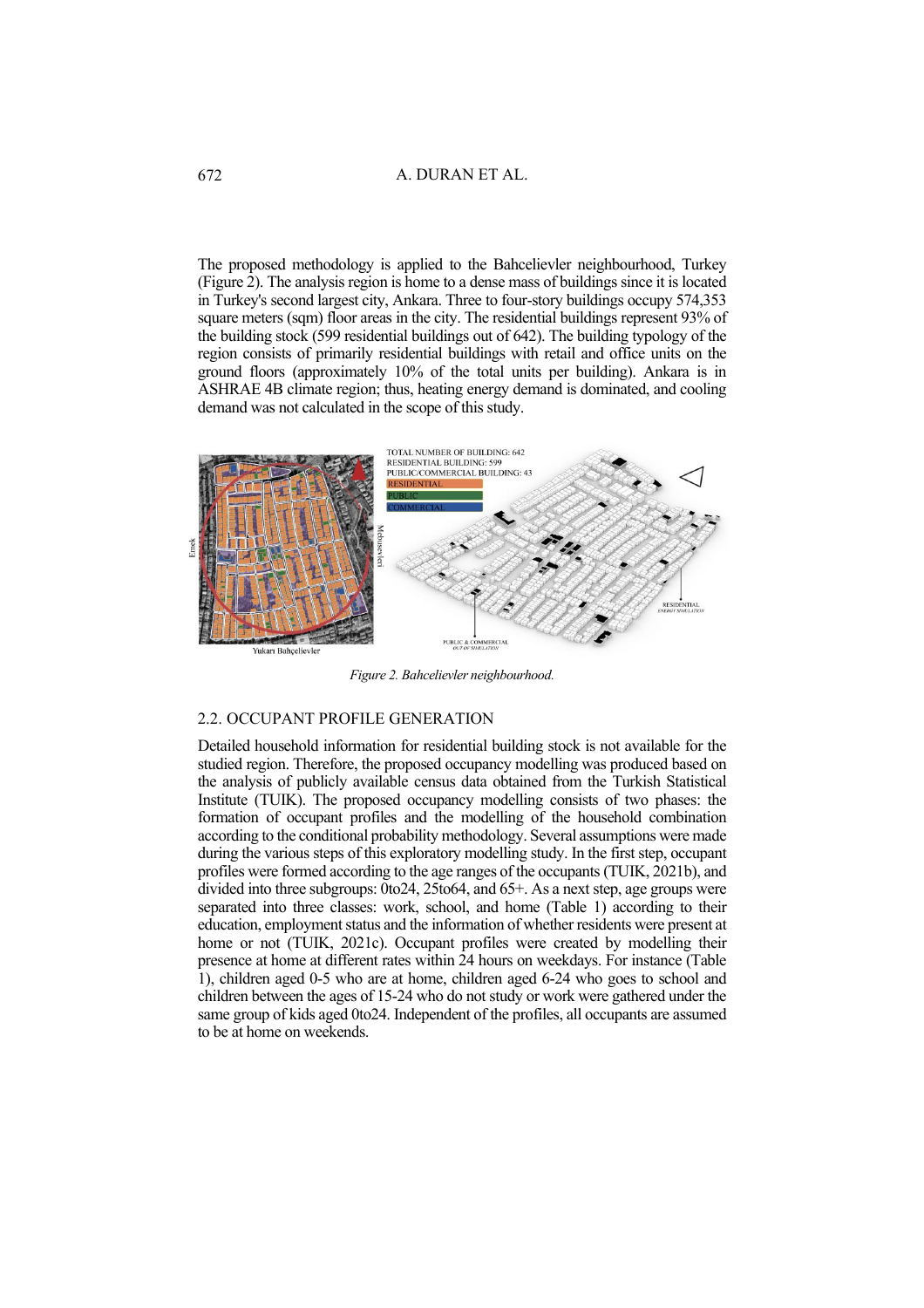The proposed methodology is applied to the Bahcelievler neighbourhood, Turkey (Figure 2). The analysis region is home to a dense mass of buildings since it is located in Turkey's second largest city, Ankara. Three to four-story buildings occupy 574,353 square meters (sqm) floor areas in the city. The residential buildings represent 93% of the building stock (599 residential buildings out of 642). The building typology of the region consists of primarily residential buildings with retail and office units on the ground floors (approximately 10% of the total units per building). Ankara is in ASHRAE 4B climate region; thus, heating energy demand is dominated, and cooling demand was not calculated in the scope of this study.

*Figure 2. Bahcelievler neighbourhood.*

## 2.2. OCCUPANT PROFILE GENERATION

Detailed household information for residential building stock is not available for the studied region. Therefore, the proposed occupancy modelling was produced based on the analysis of publicly available census data obtained from the Turkish Statistical Institute (TUIK). The proposed occupancy modelling consists of two phases: the formation of occupant profiles and the modelling of the household combination according to the conditional probability methodology. Several assumptions were made during the various steps of this exploratory modelling study. In the first step, occupant profiles were formed according to the age ranges of the occupants (TUIK, 2021b), and divided into three subgroups: 0to24, 25to64, and 65+. As a next step, age groups were separated into three classes: work, school, and home (Table 1) according to their education, employment status and the information of whether residents were present at home or not (TUIK, 2021c). Occupant profiles were created by modelling their presence at home at different rates within 24 hours on weekdays. For instance (Table 1), children aged 0-5 who are at home, children aged 6-24 who goes to school and children between the ages of 15-24 who do not study or work were gathered under the same group of kids aged 0to24. Independent of the profiles, all occupants are assumed to be at home on weekends.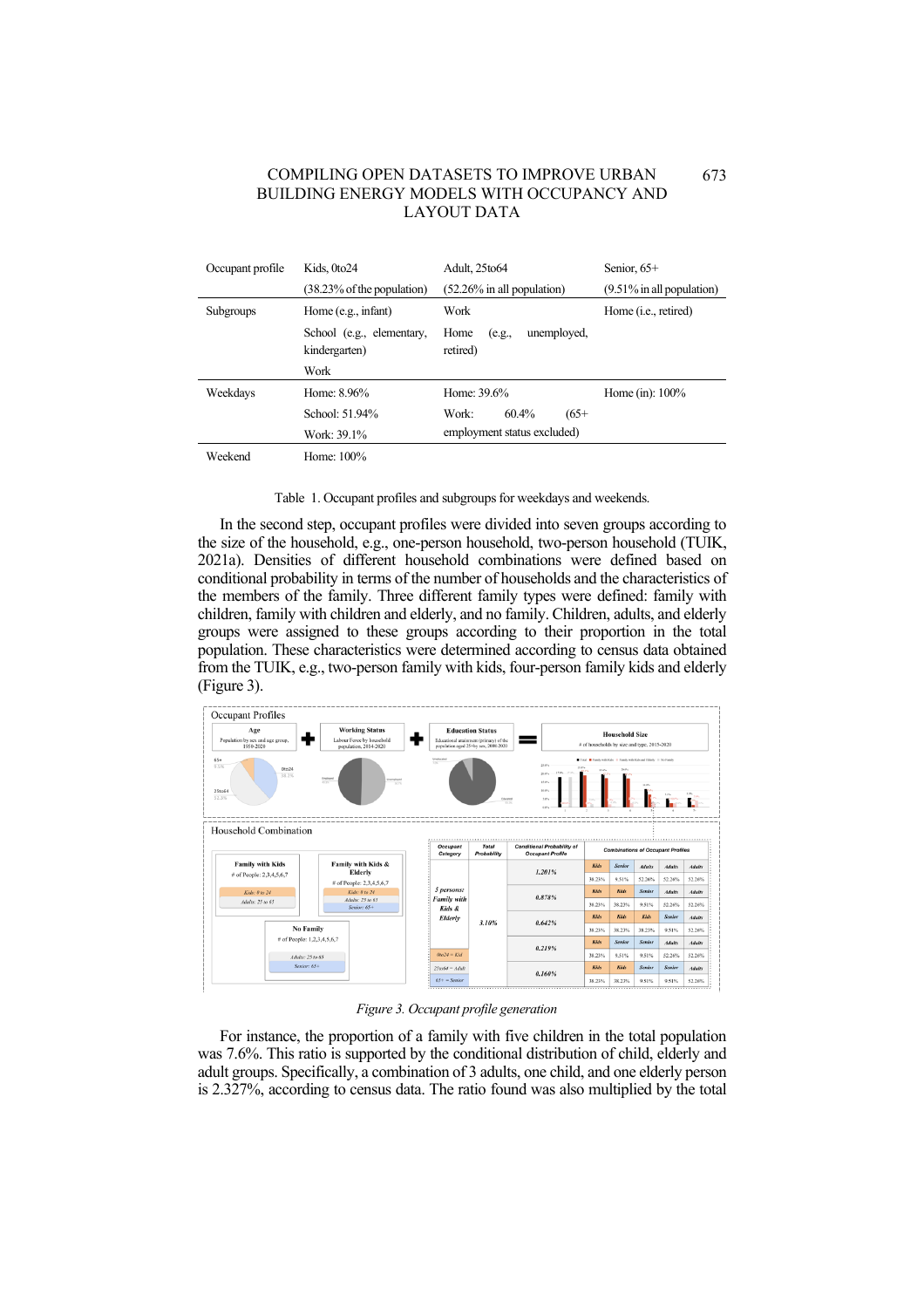| Occupant profile | Kids, 0to24 (38.23% of the population) | Adult, 25to64 (52.26% in all population) | Senior, 65+ (9.51% in all population) |
|---|---|---|---|
| Subgroups | Home (e.g., infant) | Work | Home (i.e., retired) |
| | School (e.g., elementary, kindergarten) | Home (e.g., unemployed, retired) | |
| | Work | | |
| Weekdays | Home: 8.96% | Home: 39.6% | Home (in): 100% |
| | School: 51.94% | Work: 60.4% (65+ employment status excluded) | |
| | Work: 39.1% | | |
| Weekend | Home: 100% | | |

Table 1. Occupant profiles and subgroups for weekdays and weekends.

In the second step, occupant profiles were divided into seven groups according to the size of the household, e.g., one-person household, two-person household (TUIK, 2021a). Densities of different household combinations were defined based on conditional probability in terms of the number of households and the characteristics of the members of the family. Three different family types were defined: family with children, family with children and elderly, and no family. Children, adults, and elderly groups were assigned to these groups according to their proportion in the total population. These characteristics were determined according to census data obtained from the TUIK, e.g., two-person family with kids, four-person family kids and elderly (Figure 3).

*Figure 3. Occupant profile generation*

For instance, the proportion of a family with five children in the total population was 7.6%. This ratio is supported by the conditional distribution of child, elderly and adult groups. Specifically, a combination of 3 adults, one child, and one elderly person is 2.327%, according to census data. The ratio found was also multiplied by the total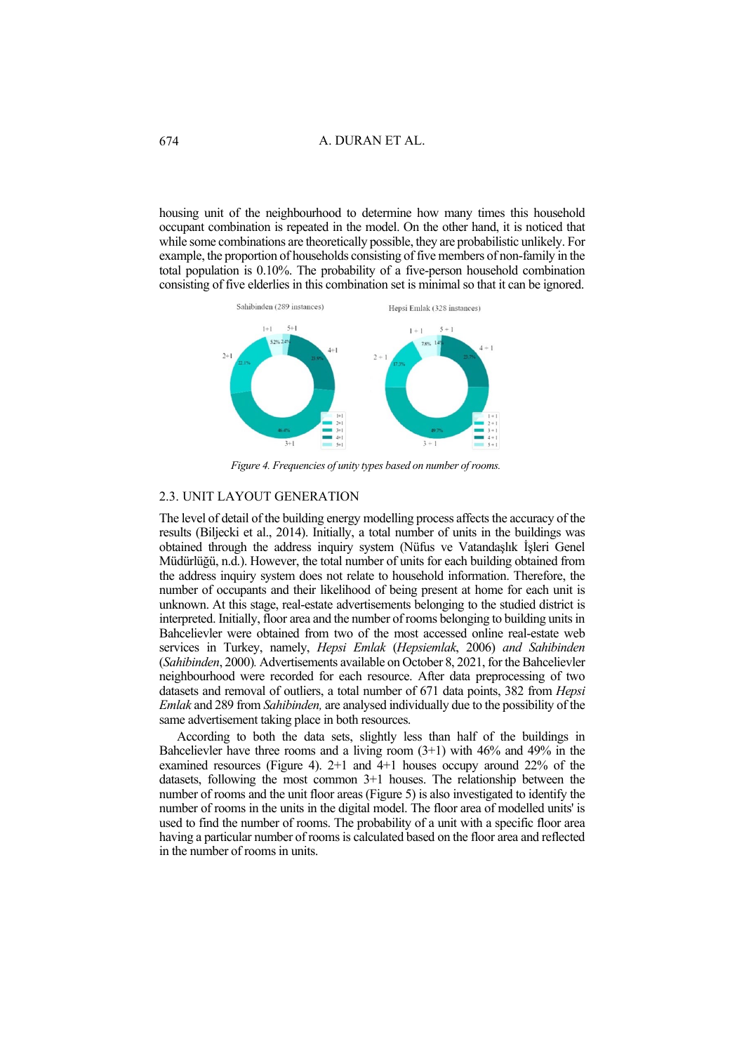housing unit of the neighbourhood to determine how many times this household occupant combination is repeated in the model. On the other hand, it is noticed that while some combinations are theoretically possible, they are probabilistic unlikely. For example, the proportion of households consisting of five members of non-family in the total population is 0.10%. The probability of a five-person household combination consisting of five elderlies in this combination set is minimal so that it can be ignored.

*Figure 4. Frequencies of unity types based on number of rooms.*

## 2.3. UNIT LAYOUT GENERATION

The level of detail of the building energy modelling process affects the accuracy of the results (Biljecki et al., 2014). Initially, a total number of units in the buildings was obtained through the address inquiry system (Nüfus ve Vatandaşlık İşleri Genel Müdürlüğü, n.d.). However, the total number of units for each building obtained from the address inquiry system does not relate to household information. Therefore, the number of occupants and their likelihood of being present at home for each unit is unknown. At this stage, real-estate advertisements belonging to the studied district is interpreted. Initially, floor area and the number of rooms belonging to building units in Bahcelievler were obtained from two of the most accessed online real-estate web services in Turkey, namely, *Hepsi Emlak* (*Hepsiemlak*, 2006) *and Sahibinden* (*Sahibinden*, 2000)*.* Advertisements available on October 8, 2021, for the Bahcelievler neighbourhood were recorded for each resource. After data preprocessing of two datasets and removal of outliers, a total number of 671 data points, 382 from *Hepsi Emlak* and 289 from *Sahibinden,* are analysed individually due to the possibility of the same advertisement taking place in both resources.

According to both the data sets, slightly less than half of the buildings in Bahcelievler have three rooms and a living room (3+1) with 46% and 49% in the examined resources (Figure 4). 2+1 and 4+1 houses occupy around 22% of the datasets, following the most common 3+1 houses. The relationship between the number of rooms and the unit floor areas (Figure 5) is also investigated to identify the number of rooms in the units in the digital model. The floor area of modelled units' is used to find the number of rooms. The probability of a unit with a specific floor area having a particular number of rooms is calculated based on the floor area and reflected in the number of rooms in units.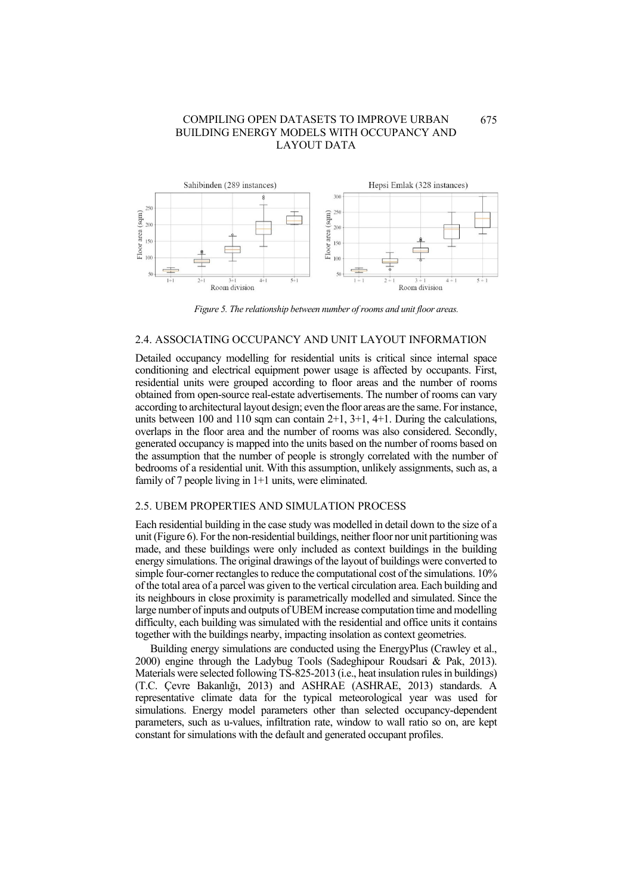*Figure 5. The relationship between number of rooms and unit floor areas.*

### 2.4. ASSOCIATING OCCUPANCY AND UNIT LAYOUT INFORMATION

Detailed occupancy modelling for residential units is critical since internal space conditioning and electrical equipment power usage is affected by occupants. First, residential units were grouped according to floor areas and the number of rooms obtained from open-source real-estate advertisements. The number of rooms can vary according to architectural layout design; even the floor areas are the same. For instance, units between 100 and 110 sqm can contain 2+1, 3+1, 4+1. During the calculations, overlaps in the floor area and the number of rooms was also considered. Secondly, generated occupancy is mapped into the units based on the number of rooms based on the assumption that the number of people is strongly correlated with the number of bedrooms of a residential unit. With this assumption, unlikely assignments, such as, a family of 7 people living in 1+1 units, were eliminated.

### 2.5. UBEM PROPERTIES AND SIMULATION PROCESS

Each residential building in the case study was modelled in detail down to the size of a unit (Figure 6). For the non-residential buildings, neither floor nor unit partitioning was made, and these buildings were only included as context buildings in the building energy simulations. The original drawings of the layout of buildings were converted to simple four-corner rectangles to reduce the computational cost of the simulations. 10% of the total area of a parcel was given to the vertical circulation area. Each building and its neighbours in close proximity is parametrically modelled and simulated. Since the large number of inputs and outputs of UBEM increase computation time and modelling difficulty, each building was simulated with the residential and office units it contains together with the buildings nearby, impacting insolation as context geometries.

Building energy simulations are conducted using the EnergyPlus (Crawley et al., 2000) engine through the Ladybug Tools (Sadeghipour Roudsari & Pak, 2013). Materials were selected following TS-825-2013 (i.e., heat insulation rules in buildings) (T.C. Çevre Bakanlığı, 2013) and ASHRAE (ASHRAE, 2013) standards. A representative climate data for the typical meteorological year was used for simulations. Energy model parameters other than selected occupancy-dependent parameters, such as u-values, infiltration rate, window to wall ratio so on, are kept constant for simulations with the default and generated occupant profiles.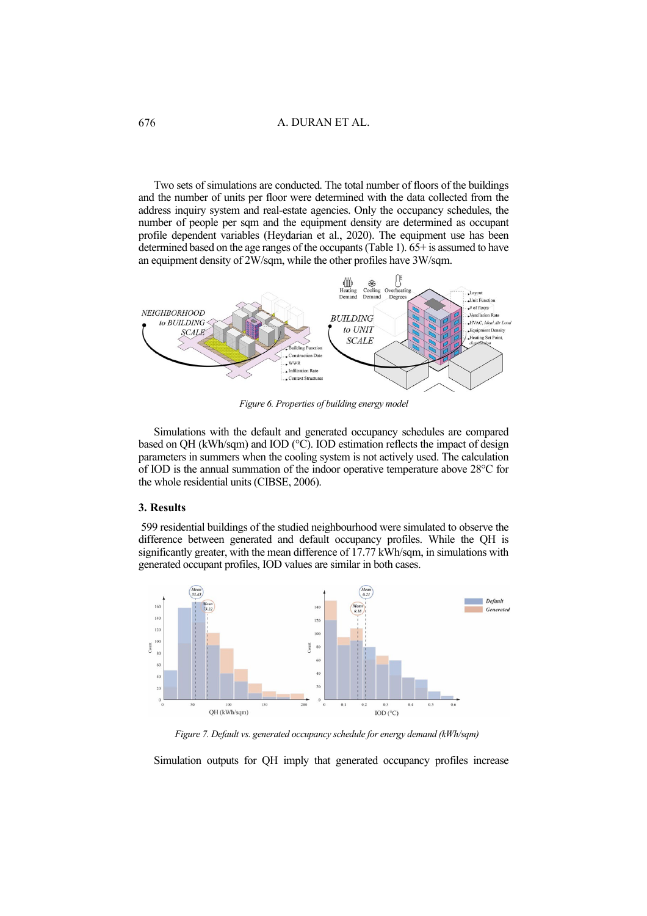Two sets of simulations are conducted. The total number of floors of the buildings and the number of units per floor were determined with the data collected from the address inquiry system and real-estate agencies. Only the occupancy schedules, the number of people per sqm and the equipment density are determined as occupant profile dependent variables (Heydarian et al., 2020). The equipment use has been determined based on the age ranges of the occupants (Table 1). 65+ is assumed to have an equipment density of 2W/sqm, while the other profiles have 3W/sqm.

*Figure 6. Properties of building energy model*

Simulations with the default and generated occupancy schedules are compared based on QH (kWh/sqm) and IOD (°C). IOD estimation reflects the impact of design parameters in summers when the cooling system is not actively used. The calculation of IOD is the annual summation of the indoor operative temperature above 28°C for the whole residential units (CIBSE, 2006).

## 3. Results

599 residential buildings of the studied neighbourhood were simulated to observe the difference between generated and default occupancy profiles. While the QH is significantly greater, with the mean difference of 17.77 kWh/sqm, in simulations with generated occupant profiles, IOD values are similar in both cases.

*Figure 7. Default vs. generated occupancy schedule for energy demand (kWh/sqm)*

Simulation outputs for QH imply that generated occupancy profiles increase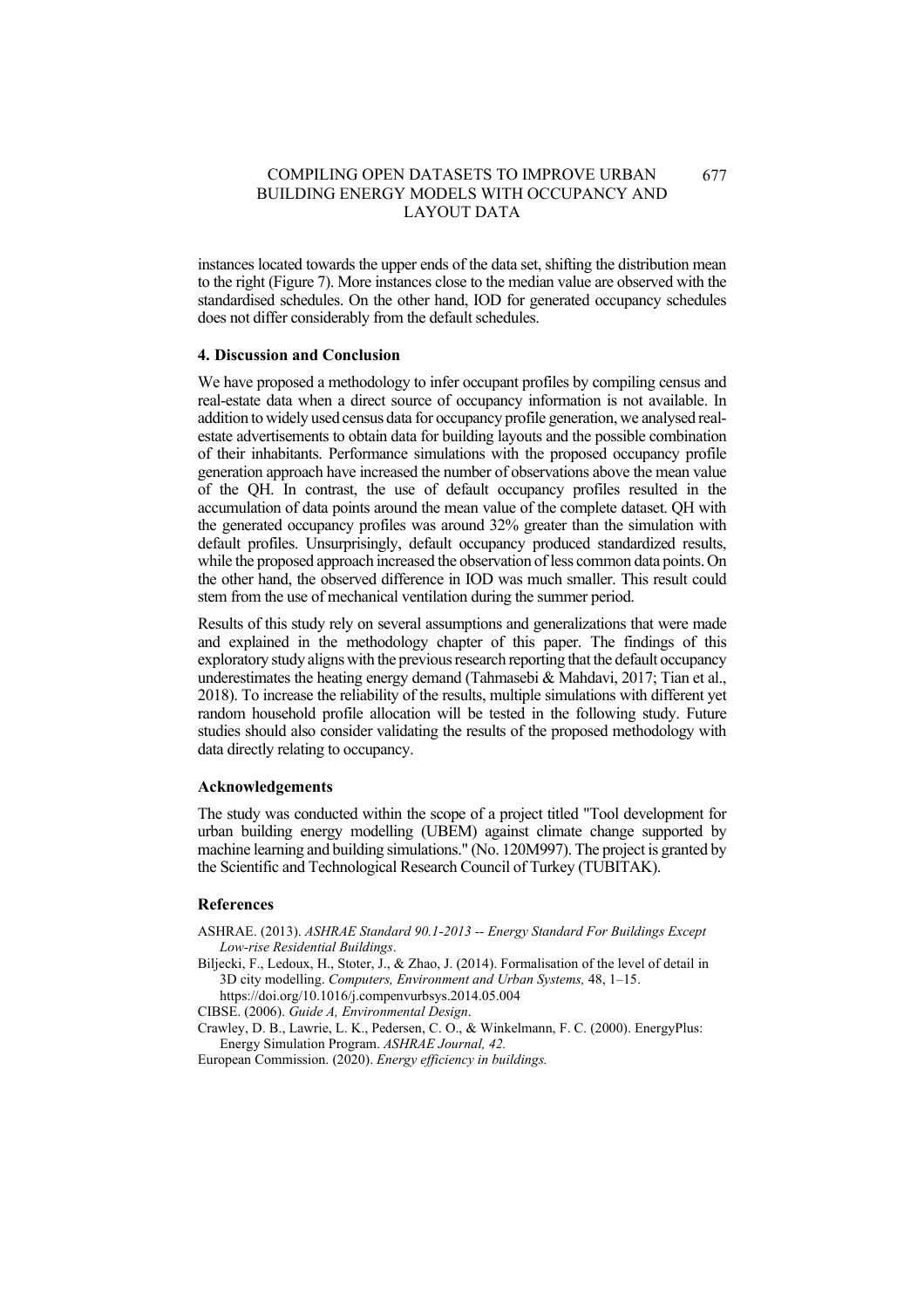instances located towards the upper ends of the data set, shifting the distribution mean to the right (Figure 7). More instances close to the median value are observed with the standardised schedules. On the other hand, IOD for generated occupancy schedules does not differ considerably from the default schedules.

## 4. Discussion and Conclusion

We have proposed a methodology to infer occupant profiles by compiling census and real-estate data when a direct source of occupancy information is not available. In addition to widely used census data for occupancy profile generation, we analysed real-estate advertisements to obtain data for building layouts and the possible combination of their inhabitants. Performance simulations with the proposed occupancy profile generation approach have increased the number of observations above the mean value of the QH. In contrast, the use of default occupancy profiles resulted in the accumulation of data points around the mean value of the complete dataset. QH with the generated occupancy profiles was around 32% greater than the simulation with default profiles. Unsurprisingly, default occupancy produced standardized results, while the proposed approach increased the observation of less common data points. On the other hand, the observed difference in IOD was much smaller. This result could stem from the use of mechanical ventilation during the summer period.

Results of this study rely on several assumptions and generalizations that were made and explained in the methodology chapter of this paper. The findings of this exploratory study aligns with the previous research reporting that the default occupancy underestimates the heating energy demand (Tahmasebi & Mahdavi, 2017; Tian et al., 2018). To increase the reliability of the results, multiple simulations with different yet random household profile allocation will be tested in the following study. Future studies should also consider validating the results of the proposed methodology with data directly relating to occupancy.

## Acknowledgements

The study was conducted within the scope of a project titled "Tool development for urban building energy modelling (UBEM) against climate change supported by machine learning and building simulations." (No. 120M997). The project is granted by the Scientific and Technological Research Council of Turkey (TUBITAK).

## References

ASHRAE. (2013). *ASHRAE Standard 90.1-2013 -- Energy Standard For Buildings Except Low-rise Residential Buildings*.

Biljecki, F., Ledoux, H., Stoter, J., & Zhao, J. (2014). Formalisation of the level of detail in 3D city modelling. *Computers, Environment and Urban Systems,* 48, 1–15. https://doi.org/10.1016/j.compenvurbsys.2014.05.004

CIBSE. (2006). *Guide A, Environmental Design*.

Crawley, D. B., Lawrie, L. K., Pedersen, C. O., & Winkelmann, F. C. (2000). EnergyPlus: Energy Simulation Program. *ASHRAE Journal, 42.*

European Commission. (2020). *Energy efficiency in buildings.*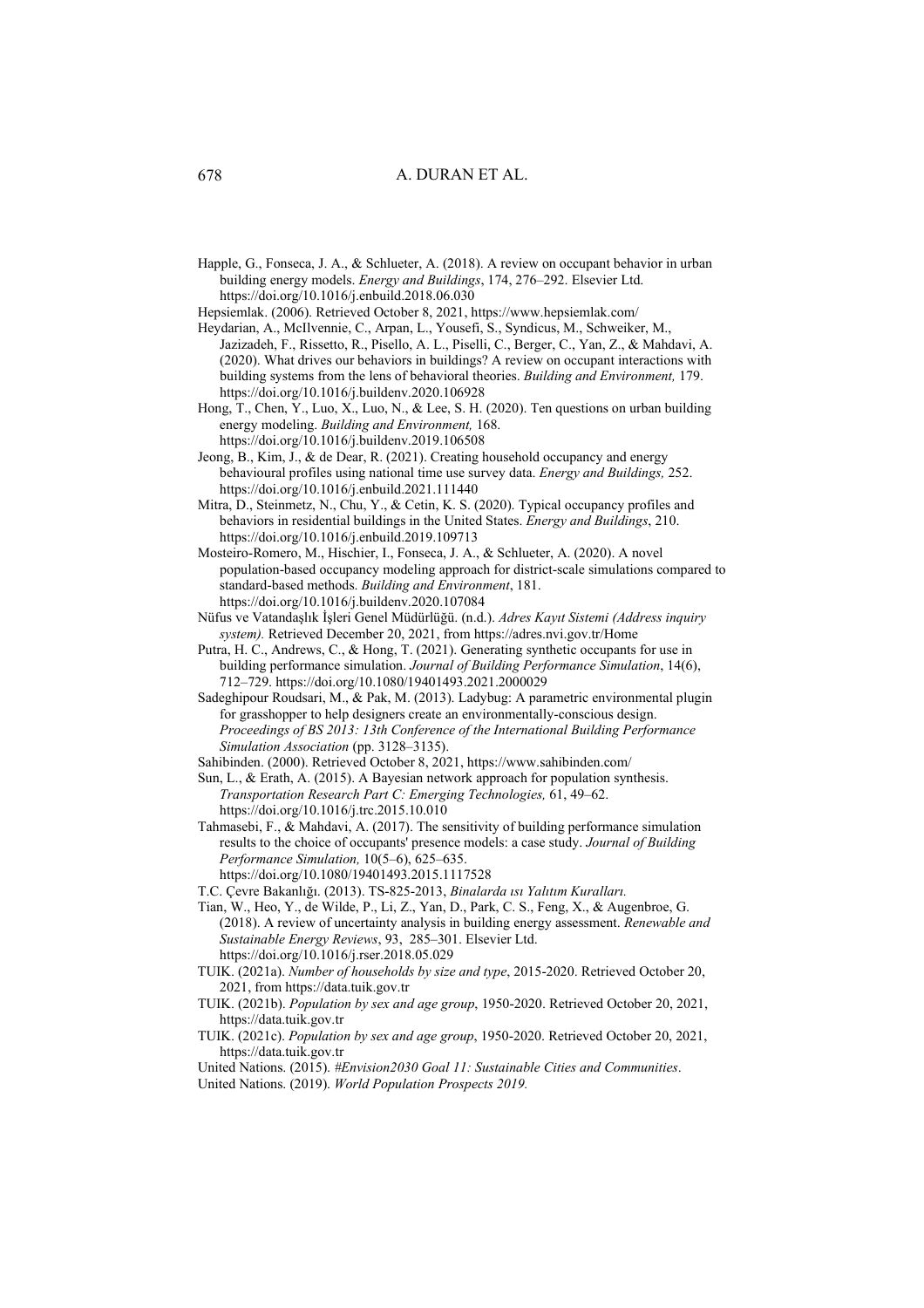Happle, G., Fonseca, J. A., & Schlueter, A. (2018). A review on occupant behavior in urban building energy models. *Energy and Buildings*, 174, 276–292. Elsevier Ltd. https://doi.org/10.1016/j.enbuild.2018.06.030

Hepsiemlak. (2006). Retrieved October 8, 2021, https://www.hepsiemlak.com/

Heydarian, A., McIlvennie, C., Arpan, L., Yousefi, S., Syndicus, M., Schweiker, M., Jazizadeh, F., Rissetto, R., Pisello, A. L., Piselli, C., Berger, C., Yan, Z., & Mahdavi, A. (2020). What drives our behaviors in buildings? A review on occupant interactions with building systems from the lens of behavioral theories. *Building and Environment,* 179. https://doi.org/10.1016/j.buildenv.2020.106928

Hong, T., Chen, Y., Luo, X., Luo, N., & Lee, S. H. (2020). Ten questions on urban building energy modeling. *Building and Environment,* 168. https://doi.org/10.1016/j.buildenv.2019.106508

Jeong, B., Kim, J., & de Dear, R. (2021). Creating household occupancy and energy behavioural profiles using national time use survey data. *Energy and Buildings,* 252. https://doi.org/10.1016/j.enbuild.2021.111440

Mitra, D., Steinmetz, N., Chu, Y., & Cetin, K. S. (2020). Typical occupancy profiles and behaviors in residential buildings in the United States. *Energy and Buildings*, 210. https://doi.org/10.1016/j.enbuild.2019.109713

Mosteiro-Romero, M., Hischier, I., Fonseca, J. A., & Schlueter, A. (2020). A novel population-based occupancy modeling approach for district-scale simulations compared to standard-based methods. *Building and Environment*, 181. https://doi.org/10.1016/j.buildenv.2020.107084

Nüfus ve Vatandaşlık İşleri Genel Müdürlüğü. (n.d.). *Adres Kayıt Sistemi (Address inquiry system).* Retrieved December 20, 2021, from https://adres.nvi.gov.tr/Home

Putra, H. C., Andrews, C., & Hong, T. (2021). Generating synthetic occupants for use in building performance simulation. *Journal of Building Performance Simulation*, 14(6), 712–729. https://doi.org/10.1080/19401493.2021.2000029

Sadeghipour Roudsari, M., & Pak, M. (2013). Ladybug: A parametric environmental plugin for grasshopper to help designers create an environmentally-conscious design. *Proceedings of BS 2013: 13th Conference of the International Building Performance Simulation Association* (pp. 3128–3135).

Sahibinden. (2000). Retrieved October 8, 2021, https://www.sahibinden.com/

Sun, L., & Erath, A. (2015). A Bayesian network approach for population synthesis. *Transportation Research Part C: Emerging Technologies,* 61, 49–62. https://doi.org/10.1016/j.trc.2015.10.010

Tahmasebi, F., & Mahdavi, A. (2017). The sensitivity of building performance simulation results to the choice of occupants' presence models: a case study. *Journal of Building Performance Simulation,* 10(5–6), 625–635. https://doi.org/10.1080/19401493.2015.1117528

T.C. Çevre Bakanlığı. (2013). TS-825-2013, *Binalarda ısı Yalıtım Kuralları.*

Tian, W., Heo, Y., de Wilde, P., Li, Z., Yan, D., Park, C. S., Feng, X., & Augenbroe, G. (2018). A review of uncertainty analysis in building energy assessment. *Renewable and Sustainable Energy Reviews*, 93, 285–301. Elsevier Ltd. https://doi.org/10.1016/j.rser.2018.05.029

TUIK. (2021a). *Number of households by size and type*, 2015-2020. Retrieved October 20, 2021, from https://data.tuik.gov.tr

TUIK. (2021b). *Population by sex and age group*, 1950-2020. Retrieved October 20, 2021, https://data.tuik.gov.tr

TUIK. (2021c). *Population by sex and age group*, 1950-2020. Retrieved October 20, 2021, https://data.tuik.gov.tr

United Nations. (2015). *#Envision2030 Goal 11: Sustainable Cities and Communities*.

United Nations. (2019). *World Population Prospects 2019.*